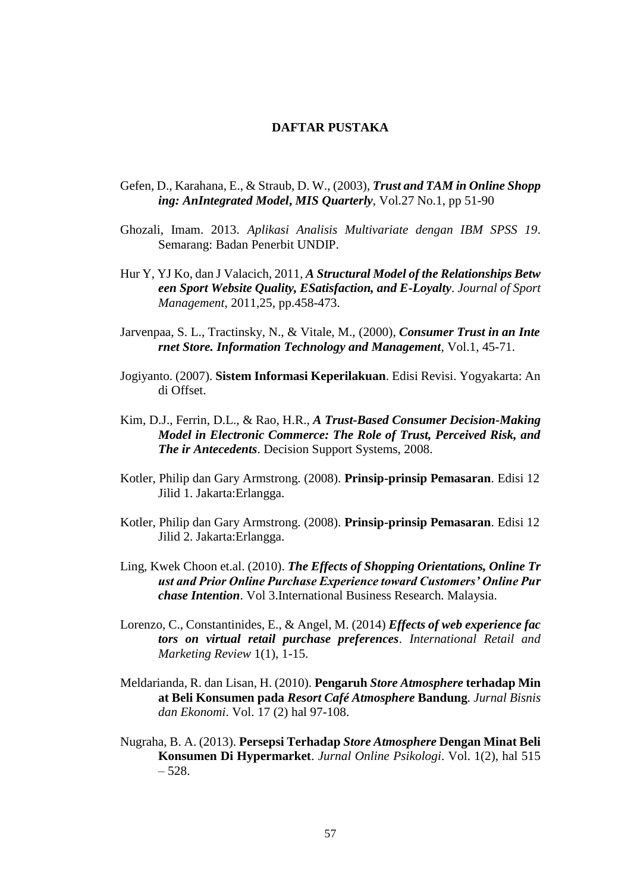# DAFTAR PUSTAKA

Gefen, D., Karahana, E., & Straub, D. W., (2003), ***Trust and TAM in Online Shopping: AnIntegrated Model, MIS Quarterly***, Vol.27 No.1, pp 51-90

Ghozali, Imam. 2013. *Aplikasi Analisis Multivariate dengan IBM SPSS 19*. Semarang: Badan Penerbit UNDIP.

Hur Y, YJ Ko, dan J Valacich, 2011, ***A Structural Model of the Relationships Between Sport Website Quality, ESatisfaction, and E-Loyalty***. *Journal of Sport Management*, 2011,25, pp.458-473.

Jarvenpaa, S. L., Tractinsky, N., & Vitale, M., (2000), ***Consumer Trust in an Internet Store. Information Technology and Management***, Vol.1, 45-71.

Jogiyanto. (2007). **Sistem Informasi Keperilakuan**. Edisi Revisi. Yogyakarta: Andi Offset.

Kim, D.J., Ferrin, D.L., & Rao, H.R., ***A Trust-Based Consumer Decision-Making Model in Electronic Commerce: The Role of Trust, Perceived Risk, and The ir Antecedents***. Decision Support Systems, 2008.

Kotler, Philip dan Gary Armstrong. (2008). **Prinsip-prinsip Pemasaran**. Edisi 12 Jilid 1. Jakarta:Erlangga.

Kotler, Philip dan Gary Armstrong. (2008). **Prinsip-prinsip Pemasaran**. Edisi 12 Jilid 2. Jakarta:Erlangga.

Ling, Kwek Choon et.al. (2010). ***The Effects of Shopping Orientations, Online Tr ust and Prior Online Purchase Experience toward Customers' Online Purchase Intention***. Vol 3.International Business Research. Malaysia.

Lorenzo, C., Constantinides, E., & Angel, M. (2014) ***Effects of web experience factors on virtual retail purchase preferences***. *International Retail and Marketing Review* 1(1), 1-15.

Meldarianda, R. dan Lisan, H. (2010). **Pengaruh *Store Atmosphere* terhadap Minat Beli Konsumen pada *Resort Café Atmosphere* Bandung**. *Jurnal Bisnis dan Ekonomi*. Vol. 17 (2) hal 97-108.

Nugraha, B. A. (2013). **Persepsi Terhadap *Store Atmosphere* Dengan Minat Beli Konsumen Di Hypermarket**. *Jurnal Online Psikologi*. Vol. 1(2), hal 515 – 528.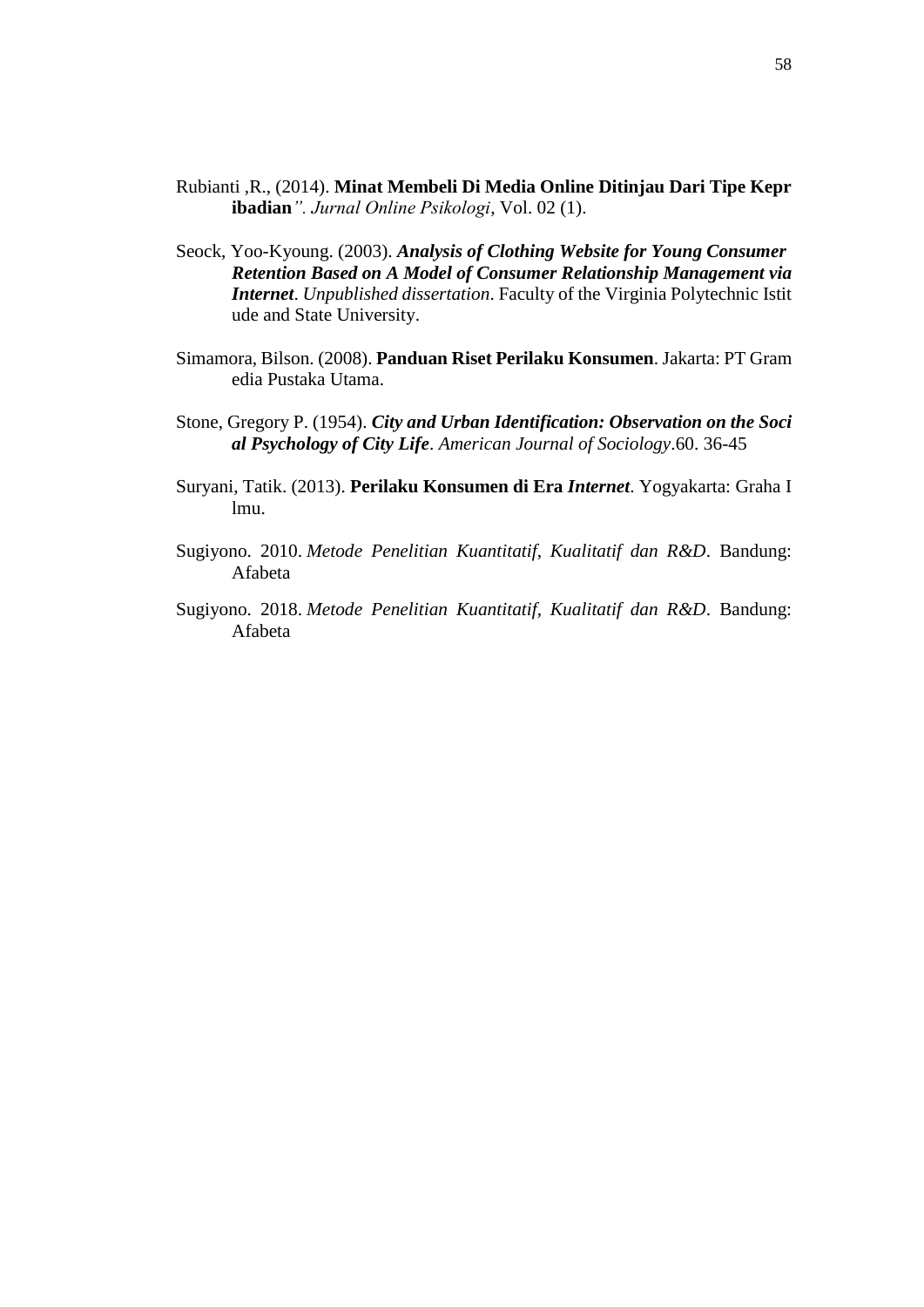Rubianti ,R., (2014). **Minat Membeli Di Media Online Ditinjau Dari Tipe Kepribadian**". *Jurnal Online Psikologi*, Vol. 02 (1).

Seock, Yoo-Kyoung. (2003). ***Analysis of Clothing Website for Young Consumer Retention Based on A Model of Consumer Relationship Management via Internet***. *Unpublished dissertation*. Faculty of the Virginia Polytechnic Istitude and State University.

Simamora, Bilson. (2008). **Panduan Riset Perilaku Konsumen**. Jakarta: PT Gramedia Pustaka Utama.

Stone, Gregory P. (1954). ***City and Urban Identification: Observation on the Social Psychology of City Life***. *American Journal of Sociology*.60. 36-45

Suryani, Tatik. (2013). **Perilaku Konsumen di Era *Internet***. Yogyakarta: Graha Ilmu.

Sugiyono. 2010. *Metode Penelitian Kuantitatif, Kualitatif dan R&D*. Bandung: Afabeta

Sugiyono. 2018. *Metode Penelitian Kuantitatif, Kualitatif dan R&D*. Bandung: Afabeta